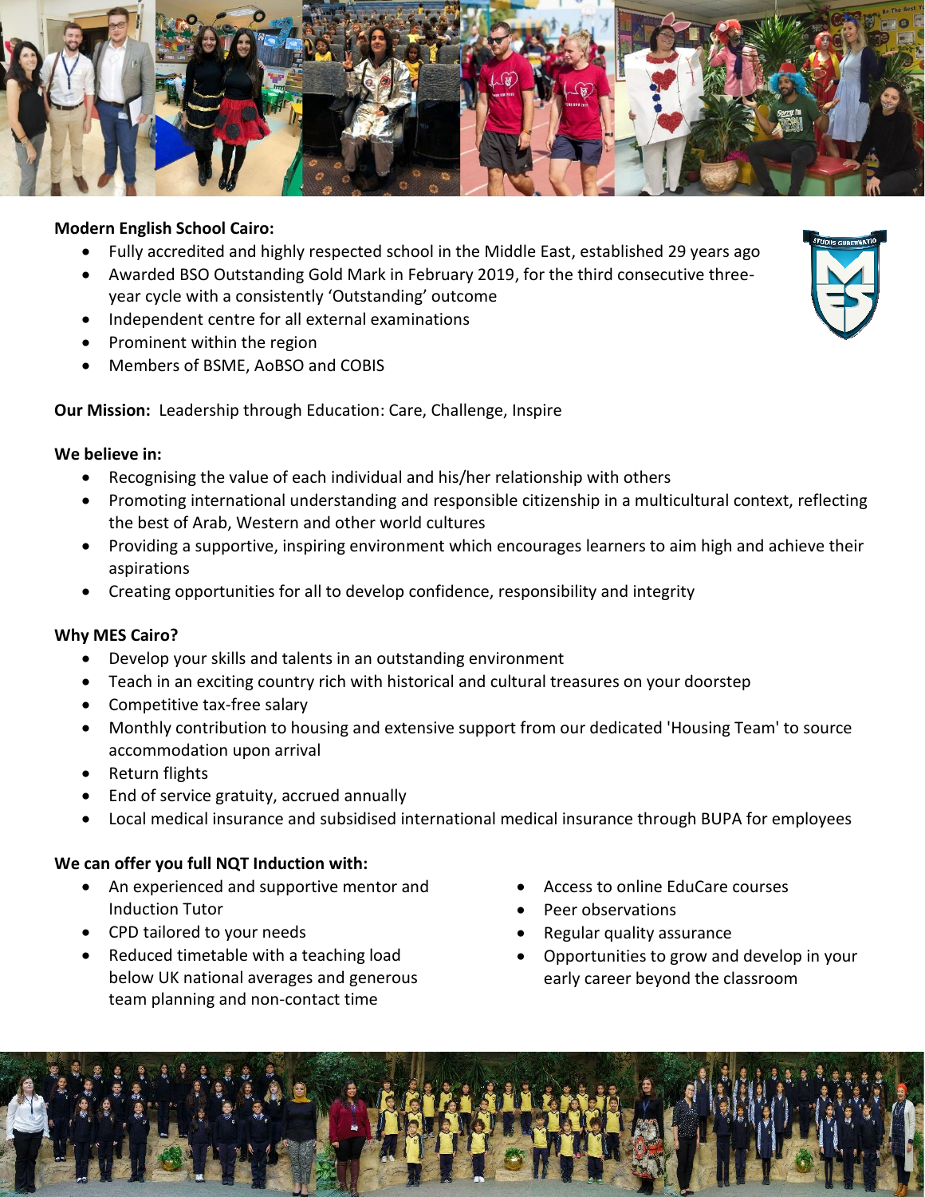**Modern English School Cairo:**

- Fully accredited and highly respected school in the Middle East, established 29 years ago
- Awarded BSO Outstanding Gold Mark in February 2019, for the third consecutive three-year cycle with a consistently 'Outstanding' outcome
- Independent centre for all external examinations
- Prominent within the region
- Members of BSME, AoBSO and COBIS

**Our Mission:** Leadership through Education: Care, Challenge, Inspire

**We believe in:**

- Recognising the value of each individual and his/her relationship with others
- Promoting international understanding and responsible citizenship in a multicultural context, reflecting the best of Arab, Western and other world cultures
- Providing a supportive, inspiring environment which encourages learners to aim high and achieve their aspirations
- Creating opportunities for all to develop confidence, responsibility and integrity

**Why MES Cairo?**

- Develop your skills and talents in an outstanding environment
- Teach in an exciting country rich with historical and cultural treasures on your doorstep
- Competitive tax-free salary
- Monthly contribution to housing and extensive support from our dedicated 'Housing Team' to source accommodation upon arrival
- Return flights
- End of service gratuity, accrued annually
- Local medical insurance and subsidised international medical insurance through BUPA for employees

**We can offer you full NQT Induction with:**

- An experienced and supportive mentor and Induction Tutor
- CPD tailored to your needs
- Reduced timetable with a teaching load below UK national averages and generous team planning and non-contact time
- Access to online EduCare courses
- Peer observations
- Regular quality assurance
- Opportunities to grow and develop in your early career beyond the classroom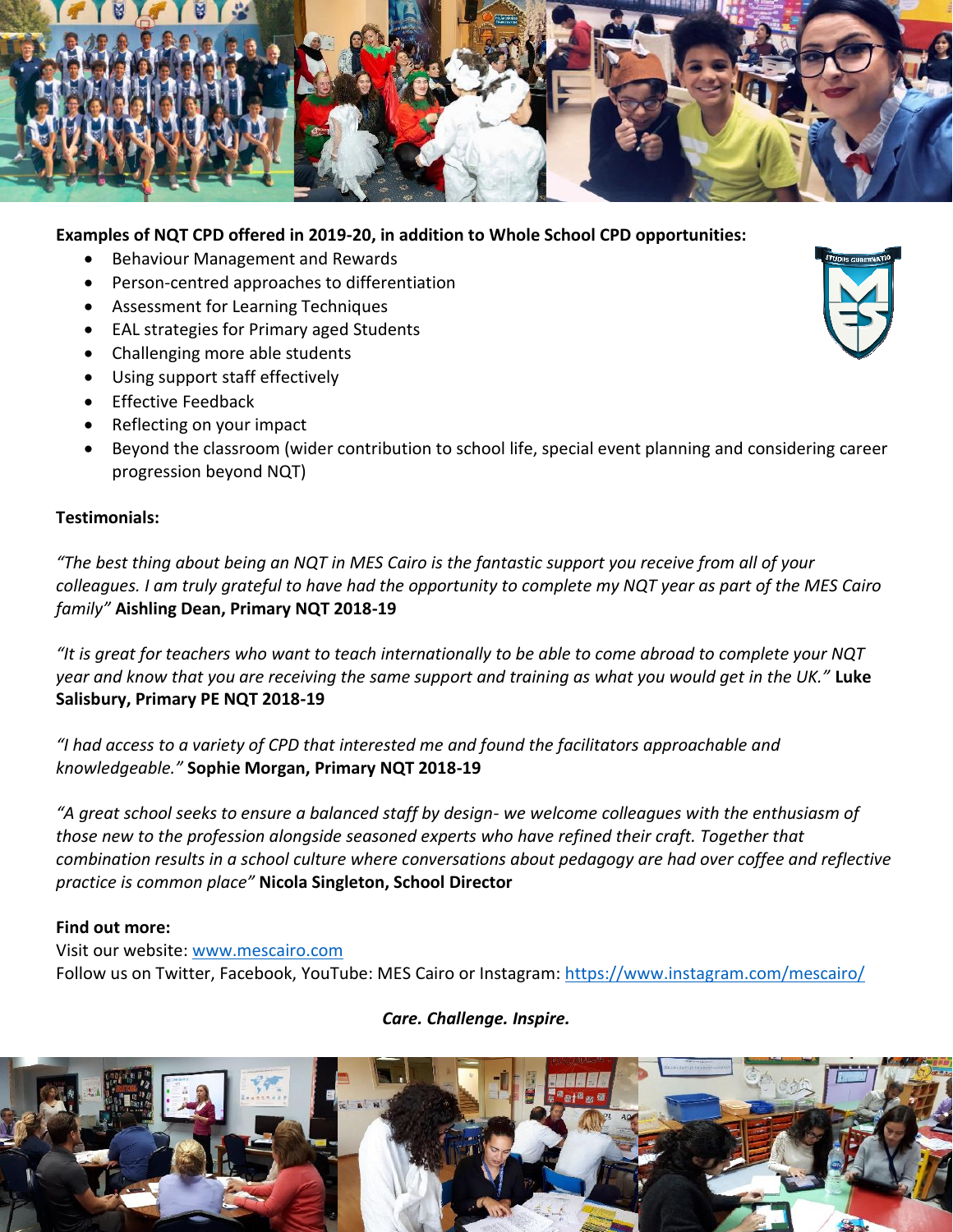**Examples of NQT CPD offered in 2019-20, in addition to Whole School CPD opportunities:**

- Behaviour Management and Rewards
- Person-centred approaches to differentiation
- Assessment for Learning Techniques
- EAL strategies for Primary aged Students
- Challenging more able students
- Using support staff effectively
- Effective Feedback
- Reflecting on your impact
- Beyond the classroom (wider contribution to school life, special event planning and considering career progression beyond NQT)

**Testimonials:**

*"The best thing about being an NQT in MES Cairo is the fantastic support you receive from all of your colleagues. I am truly grateful to have had the opportunity to complete my NQT year as part of the MES Cairo family"* **Aishling Dean, Primary NQT 2018-19**

*"It is great for teachers who want to teach internationally to be able to come abroad to complete your NQT year and know that you are receiving the same support and training as what you would get in the UK."* **Luke Salisbury, Primary PE NQT 2018-19**

*"I had access to a variety of CPD that interested me and found the facilitators approachable and knowledgeable."* **Sophie Morgan, Primary NQT 2018-19**

*"A great school seeks to ensure a balanced staff by design- we welcome colleagues with the enthusiasm of those new to the profession alongside seasoned experts who have refined their craft. Together that combination results in a school culture where conversations about pedagogy are had over coffee and reflective practice is common place"* **Nicola Singleton, School Director**

**Find out more:**

Visit our website: www.mescairo.com

Follow us on Twitter, Facebook, YouTube: MES Cairo or Instagram: https://www.instagram.com/mescairo/

***Care. Challenge. Inspire.***